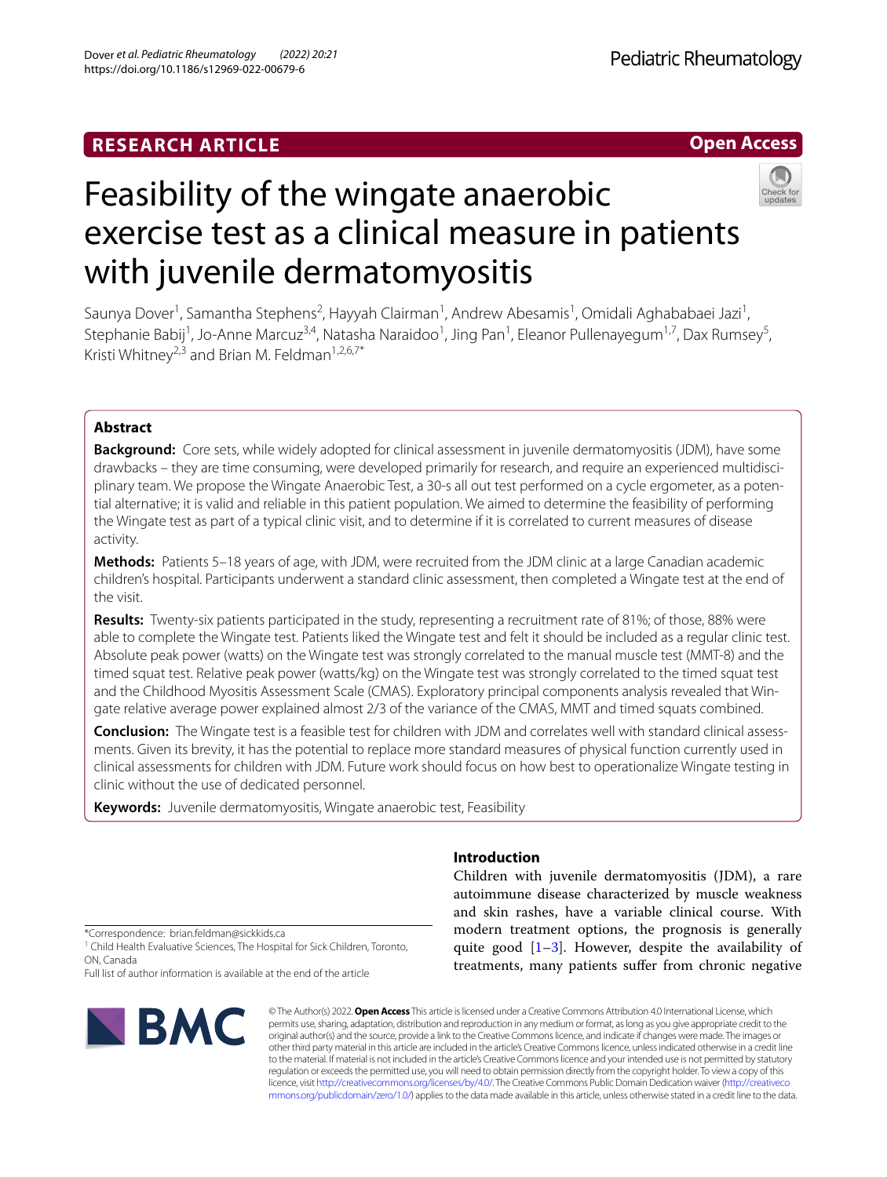RESEARCH ARTICLE

Open Access

# Feasibility of the wingate anaerobic exercise test as a clinical measure in patients with juvenile dermatomyositis

Saunya Dover[1], Samantha Stephens[2], Hayyah Clairman[1], Andrew Abesamis[1], Omidali Aghababaei Jazi[1], Stephanie Babij[1], Jo-Anne Marcuz[3,4], Natasha Naraidoo[1], Jing Pan[1], Eleanor Pullenayegum[1,7], Dax Rumsey[5], Kristi Whitney[2,3] and Brian M. Feldman[1,2,6,7*]

## Abstract

**Background:** Core sets, while widely adopted for clinical assessment in juvenile dermatomyositis (JDM), have some drawbacks – they are time consuming, were developed primarily for research, and require an experienced multidisciplinary team. We propose the Wingate Anaerobic Test, a 30-s all out test performed on a cycle ergometer, as a potential alternative; it is valid and reliable in this patient population. We aimed to determine the feasibility of performing the Wingate test as part of a typical clinic visit, and to determine if it is correlated to current measures of disease activity.

**Methods:** Patients 5–18 years of age, with JDM, were recruited from the JDM clinic at a large Canadian academic children's hospital. Participants underwent a standard clinic assessment, then completed a Wingate test at the end of the visit.

**Results:** Twenty-six patients participated in the study, representing a recruitment rate of 81%; of those, 88% were able to complete the Wingate test. Patients liked the Wingate test and felt it should be included as a regular clinic test. Absolute peak power (watts) on the Wingate test was strongly correlated to the manual muscle test (MMT-8) and the timed squat test. Relative peak power (watts/kg) on the Wingate test was strongly correlated to the timed squat test and the Childhood Myositis Assessment Scale (CMAS). Exploratory principal components analysis revealed that Wingate relative average power explained almost 2/3 of the variance of the CMAS, MMT and timed squats combined.

**Conclusion:** The Wingate test is a feasible test for children with JDM and correlates well with standard clinical assessments. Given its brevity, it has the potential to replace more standard measures of physical function currently used in clinical assessments for children with JDM. Future work should focus on how best to operationalize Wingate testing in clinic without the use of dedicated personnel.

**Keywords:** Juvenile dermatomyositis, Wingate anaerobic test, Feasibility

## Introduction

Children with juvenile dermatomyositis (JDM), a rare autoimmune disease characterized by muscle weakness and skin rashes, have a variable clinical course. With modern treatment options, the prognosis is generally quite good [1–3]. However, despite the availability of treatments, many patients suffer from chronic negative

*Correspondence: brian.feldman@sickkids.ca

[1] Child Health Evaluative Sciences, The Hospital for Sick Children, Toronto, ON, Canada

Full list of author information is available at the end of the article

© The Author(s) 2022. **Open Access** This article is licensed under a Creative Commons Attribution 4.0 International License, which permits use, sharing, adaptation, distribution and reproduction in any medium or format, as long as you give appropriate credit to the original author(s) and the source, provide a link to the Creative Commons licence, and indicate if changes were made. The images or other third party material in this article are included in the article's Creative Commons licence, unless indicated otherwise in a credit line to the material. If material is not included in the article's Creative Commons licence and your intended use is not permitted by statutory regulation or exceeds the permitted use, you will need to obtain permission directly from the copyright holder. To view a copy of this licence, visit http://creativecommons.org/licenses/by/4.0/. The Creative Commons Public Domain Dedication waiver (http://creativecommons.org/publicdomain/zero/1.0/) applies to the data made available in this article, unless otherwise stated in a credit line to the data.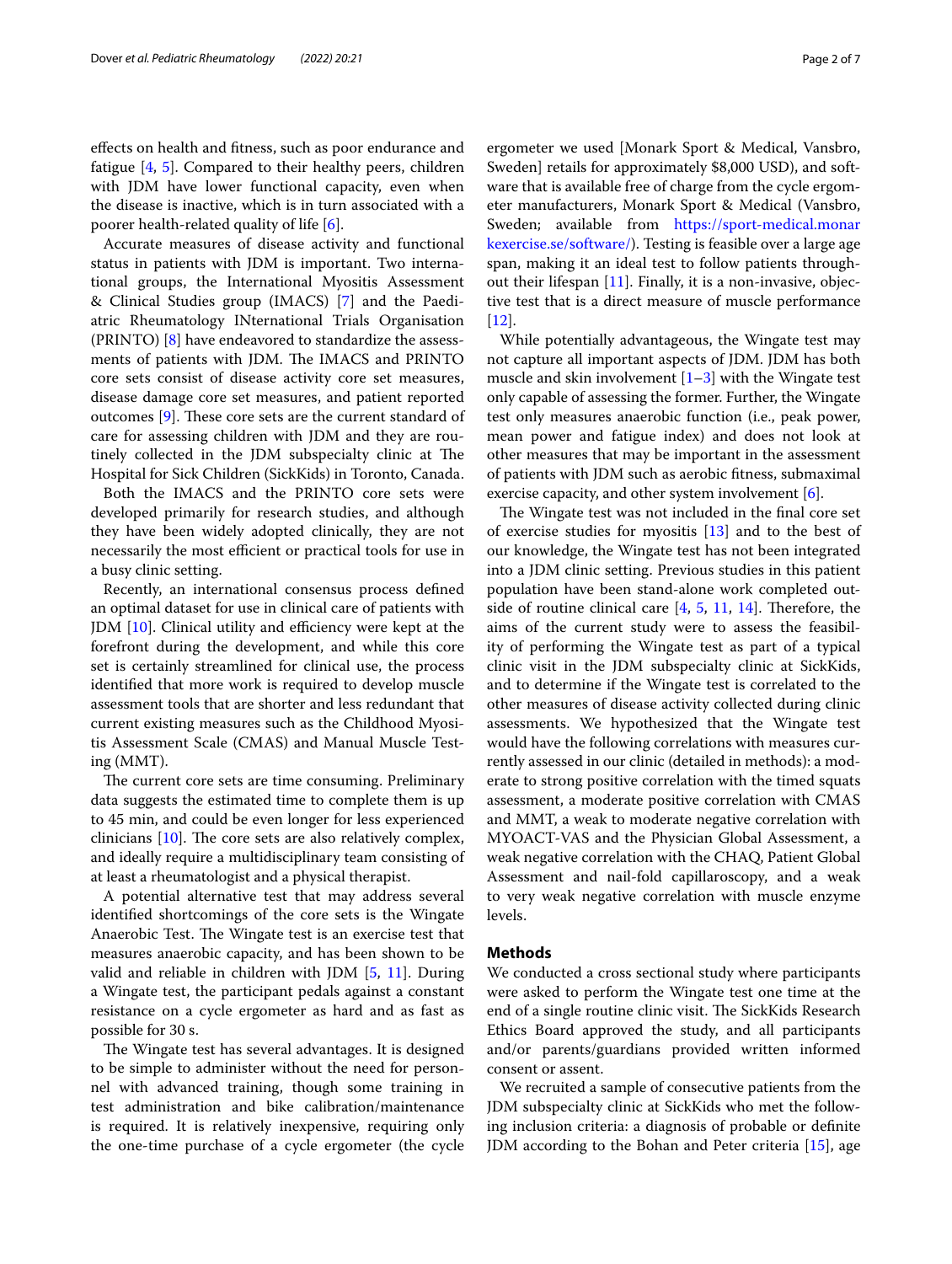effects on health and fitness, such as poor endurance and fatigue [4, 5]. Compared to their healthy peers, children with JDM have lower functional capacity, even when the disease is inactive, which is in turn associated with a poorer health-related quality of life [6].

Accurate measures of disease activity and functional status in patients with JDM is important. Two international groups, the International Myositis Assessment & Clinical Studies group (IMACS) [7] and the Paediatric Rheumatology INternational Trials Organisation (PRINTO) [8] have endeavored to standardize the assessments of patients with JDM. The IMACS and PRINTO core sets consist of disease activity core set measures, disease damage core set measures, and patient reported outcomes [9]. These core sets are the current standard of care for assessing children with JDM and they are routinely collected in the JDM subspecialty clinic at The Hospital for Sick Children (SickKids) in Toronto, Canada.

Both the IMACS and the PRINTO core sets were developed primarily for research studies, and although they have been widely adopted clinically, they are not necessarily the most efficient or practical tools for use in a busy clinic setting.

Recently, an international consensus process defined an optimal dataset for use in clinical care of patients with JDM [10]. Clinical utility and efficiency were kept at the forefront during the development, and while this core set is certainly streamlined for clinical use, the process identified that more work is required to develop muscle assessment tools that are shorter and less redundant that current existing measures such as the Childhood Myositis Assessment Scale (CMAS) and Manual Muscle Testing (MMT).

The current core sets are time consuming. Preliminary data suggests the estimated time to complete them is up to 45 min, and could be even longer for less experienced clinicians [10]. The core sets are also relatively complex, and ideally require a multidisciplinary team consisting of at least a rheumatologist and a physical therapist.

A potential alternative test that may address several identified shortcomings of the core sets is the Wingate Anaerobic Test. The Wingate test is an exercise test that measures anaerobic capacity, and has been shown to be valid and reliable in children with JDM [5, 11]. During a Wingate test, the participant pedals against a constant resistance on a cycle ergometer as hard and as fast as possible for 30 s.

The Wingate test has several advantages. It is designed to be simple to administer without the need for personnel with advanced training, though some training in test administration and bike calibration/maintenance is required. It is relatively inexpensive, requiring only the one-time purchase of a cycle ergometer (the cycle ergometer we used [Monark Sport & Medical, Vansbro, Sweden] retails for approximately $8,000 USD), and software that is available free of charge from the cycle ergometer manufacturers, Monark Sport & Medical (Vansbro, Sweden; available from https://sport-medical.monarkexercise.se/software/). Testing is feasible over a large age span, making it an ideal test to follow patients throughout their lifespan [11]. Finally, it is a non-invasive, objective test that is a direct measure of muscle performance [12].

While potentially advantageous, the Wingate test may not capture all important aspects of JDM. JDM has both muscle and skin involvement [1–3] with the Wingate test only capable of assessing the former. Further, the Wingate test only measures anaerobic function (i.e., peak power, mean power and fatigue index) and does not look at other measures that may be important in the assessment of patients with JDM such as aerobic fitness, submaximal exercise capacity, and other system involvement [6].

The Wingate test was not included in the final core set of exercise studies for myositis [13] and to the best of our knowledge, the Wingate test has not been integrated into a JDM clinic setting. Previous studies in this patient population have been stand-alone work completed outside of routine clinical care [4, 5, 11, 14]. Therefore, the aims of the current study were to assess the feasibility of performing the Wingate test as part of a typical clinic visit in the JDM subspecialty clinic at SickKids, and to determine if the Wingate test is correlated to the other measures of disease activity collected during clinic assessments. We hypothesized that the Wingate test would have the following correlations with measures currently assessed in our clinic (detailed in methods): a moderate to strong positive correlation with the timed squats assessment, a moderate positive correlation with CMAS and MMT, a weak to moderate negative correlation with MYOACT-VAS and the Physician Global Assessment, a weak negative correlation with the CHAQ, Patient Global Assessment and nail-fold capillaroscopy, and a weak to very weak negative correlation with muscle enzyme levels.

## Methods

We conducted a cross sectional study where participants were asked to perform the Wingate test one time at the end of a single routine clinic visit. The SickKids Research Ethics Board approved the study, and all participants and/or parents/guardians provided written informed consent or assent.

We recruited a sample of consecutive patients from the JDM subspecialty clinic at SickKids who met the following inclusion criteria: a diagnosis of probable or definite JDM according to the Bohan and Peter criteria [15], age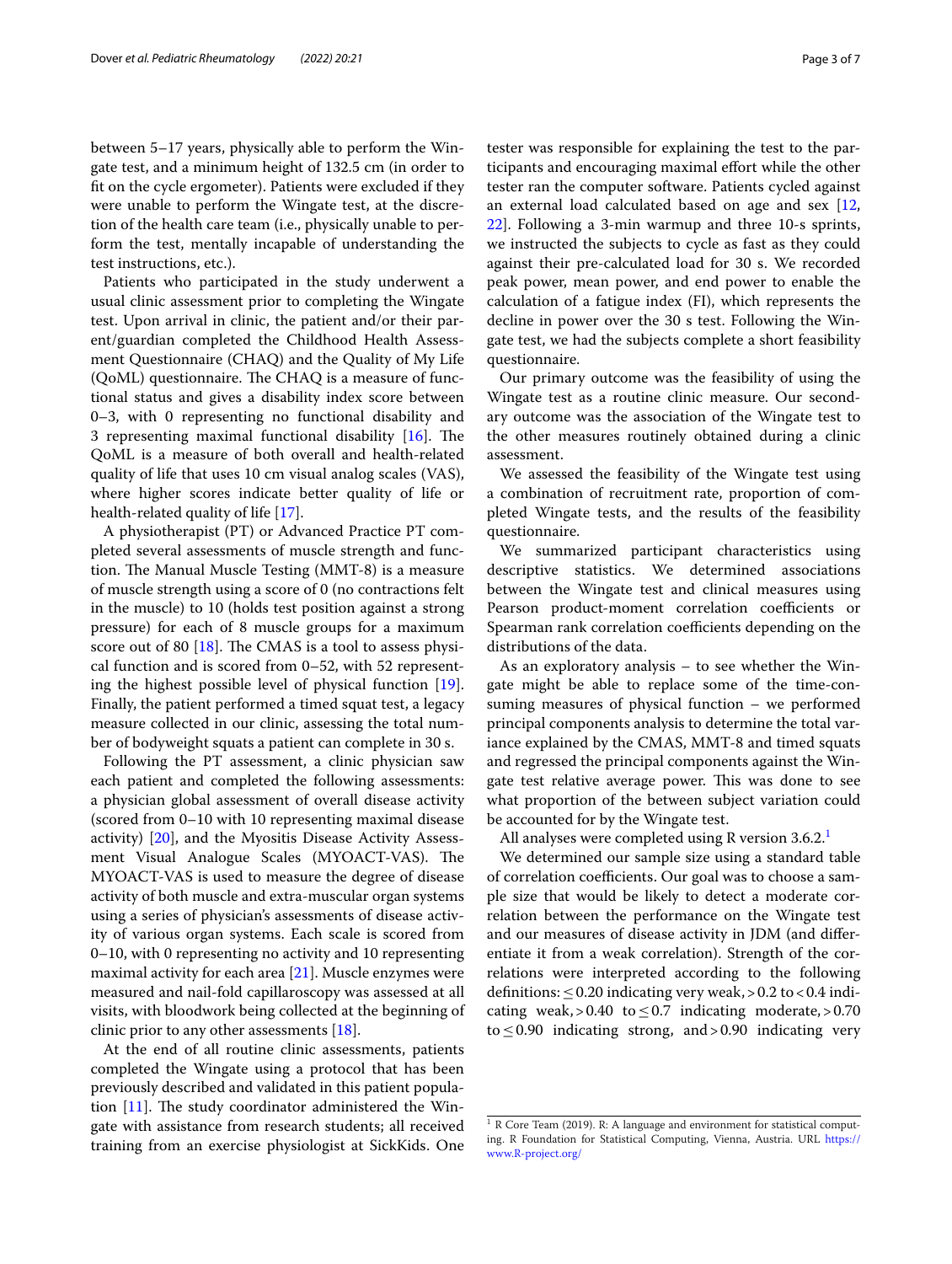between 5–17 years, physically able to perform the Wingate test, and a minimum height of 132.5 cm (in order to fit on the cycle ergometer). Patients were excluded if they were unable to perform the Wingate test, at the discretion of the health care team (i.e., physically unable to perform the test, mentally incapable of understanding the test instructions, etc.).

Patients who participated in the study underwent a usual clinic assessment prior to completing the Wingate test. Upon arrival in clinic, the patient and/or their parent/guardian completed the Childhood Health Assessment Questionnaire (CHAQ) and the Quality of My Life (QoML) questionnaire. The CHAQ is a measure of functional status and gives a disability index score between 0–3, with 0 representing no functional disability and 3 representing maximal functional disability [16]. The QoML is a measure of both overall and health-related quality of life that uses 10 cm visual analog scales (VAS), where higher scores indicate better quality of life or health-related quality of life [17].

A physiotherapist (PT) or Advanced Practice PT completed several assessments of muscle strength and function. The Manual Muscle Testing (MMT-8) is a measure of muscle strength using a score of 0 (no contractions felt in the muscle) to 10 (holds test position against a strong pressure) for each of 8 muscle groups for a maximum score out of 80 [18]. The CMAS is a tool to assess physical function and is scored from 0–52, with 52 representing the highest possible level of physical function [19]. Finally, the patient performed a timed squat test, a legacy measure collected in our clinic, assessing the total number of bodyweight squats a patient can complete in 30 s.

Following the PT assessment, a clinic physician saw each patient and completed the following assessments: a physician global assessment of overall disease activity (scored from 0–10 with 10 representing maximal disease activity) [20], and the Myositis Disease Activity Assessment Visual Analogue Scales (MYOACT-VAS). The MYOACT-VAS is used to measure the degree of disease activity of both muscle and extra-muscular organ systems using a series of physician's assessments of disease activity of various organ systems. Each scale is scored from 0–10, with 0 representing no activity and 10 representing maximal activity for each area [21]. Muscle enzymes were measured and nail-fold capillaroscopy was assessed at all visits, with bloodwork being collected at the beginning of clinic prior to any other assessments [18].

At the end of all routine clinic assessments, patients completed the Wingate using a protocol that has been previously described and validated in this patient population [11]. The study coordinator administered the Wingate with assistance from research students; all received training from an exercise physiologist at SickKids. One tester was responsible for explaining the test to the participants and encouraging maximal effort while the other tester ran the computer software. Patients cycled against an external load calculated based on age and sex [12, 22]. Following a 3-min warmup and three 10-s sprints, we instructed the subjects to cycle as fast as they could against their pre-calculated load for 30 s. We recorded peak power, mean power, and end power to enable the calculation of a fatigue index (FI), which represents the decline in power over the 30 s test. Following the Wingate test, we had the subjects complete a short feasibility questionnaire.

Our primary outcome was the feasibility of using the Wingate test as a routine clinic measure. Our secondary outcome was the association of the Wingate test to the other measures routinely obtained during a clinic assessment.

We assessed the feasibility of the Wingate test using a combination of recruitment rate, proportion of completed Wingate tests, and the results of the feasibility questionnaire.

We summarized participant characteristics using descriptive statistics. We determined associations between the Wingate test and clinical measures using Pearson product-moment correlation coefficients or Spearman rank correlation coefficients depending on the distributions of the data.

As an exploratory analysis – to see whether the Wingate might be able to replace some of the time-consuming measures of physical function – we performed principal components analysis to determine the total variance explained by the CMAS, MMT-8 and timed squats and regressed the principal components against the Wingate test relative average power. This was done to see what proportion of the between subject variation could be accounted for by the Wingate test.

All analyses were completed using R version 3.6.2.[1]

We determined our sample size using a standard table of correlation coefficients. Our goal was to choose a sample size that would be likely to detect a moderate correlation between the performance on the Wingate test and our measures of disease activity in JDM (and differentiate it from a weak correlation). Strength of the correlations were interpreted according to the following definitions: $\leq 0.20$ indicating very weak, $> 0.2$ to $< 0.4$ indicating weak, $> 0.40$ to $\leq 0.7$ indicating moderate, $> 0.70$ to $\leq 0.90$ indicating strong, and $> 0.90$ indicating very

[1] R Core Team (2019). R: A language and environment for statistical computing. R Foundation for Statistical Computing, Vienna, Austria. URL https://www.R-project.org/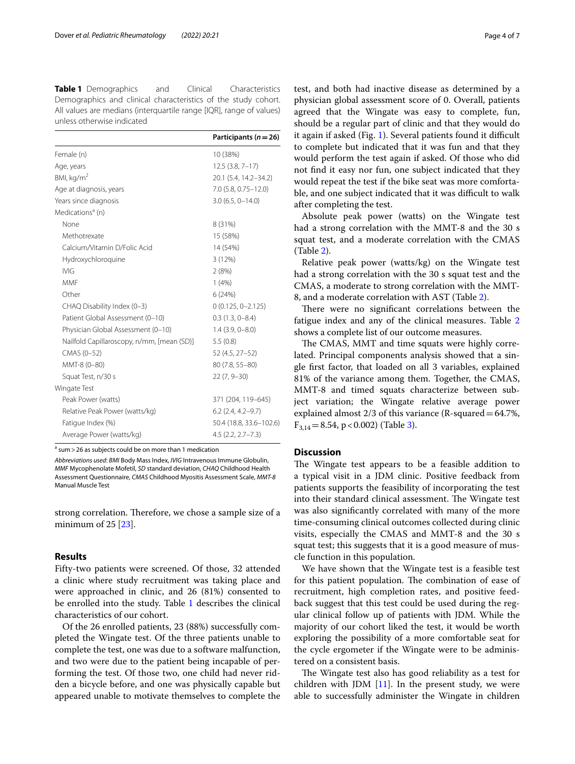**Table 1** Demographics and Clinical Characteristics Demographics and clinical characteristics of the study cohort. All values are medians (interquartile range [IQR], range of values) unless otherwise indicated

| | Participants (*n* = 26) |
|---|---|
| Female (n) | 10 (38%) |
| Age, years | 12.5 (3.8, 7–17) |
| BMI, kg/m$^2$ | 20.1 (5.4, 14.2–34.2) |
| Age at diagnosis, years | 7.0 (5.8, 0.75–12.0) |
| Years since diagnosis | 3.0 (6.5, 0–14.0) |
| Medications[a] (n) | |
| None | 8 (31%) |
| Methotrexate | 15 (58%) |
| Calcium/Vitamin D/Folic Acid | 14 (54%) |
| Hydroxychloroquine | 3 (12%) |
| IVIG | 2 (8%) |
| MMF | 1 (4%) |
| Other | 6 (24%) |
| CHAQ Disability Index (0–3) | 0 (0.125, 0–2.125) |
| Patient Global Assessment (0–10) | 0.3 (1.3, 0–8.4) |
| Physician Global Assessment (0–10) | 1.4 (3.9, 0–8.0) |
| Nailfold Capillaroscopy, n/mm, [mean (SD)] | 5.5 (0.8) |
| CMAS (0–52) | 52 (4.5, 27–52) |
| MMT-8 (0–80) | 80 (7.8, 55–80) |
| Squat Test, n/30 s | 22 (7, 9–30) |
| Wingate Test | |
| Peak Power (watts) | 371 (204, 119–645) |
| Relative Peak Power (watts/kg) | 6.2 (2.4, 4.2–9.7) |
| Fatigue Index (%) | 50.4 (18.8, 33.6–102.6) |
| Average Power (watts/kg) | 4.5 (2.2, 2.7–7.3) |

[a] sum > 26 as subjects could be on more than 1 medication

*Abbreviations used*: *BMI* Body Mass Index, *IVIG* Intravenous Immune Globulin, *MMF* Mycophenolate Mofetil, *SD* standard deviation, *CHAQ* Childhood Health Assessment Questionnaire, *CMAS* Childhood Myositis Assessment Scale, *MMT-8* Manual Muscle Test

strong correlation. Therefore, we chose a sample size of a minimum of 25 [23].

## Results

Fifty-two patients were screened. Of those, 32 attended a clinic where study recruitment was taking place and were approached in clinic, and 26 (81%) consented to be enrolled into the study. Table 1 describes the clinical characteristics of our cohort.

Of the 26 enrolled patients, 23 (88%) successfully completed the Wingate test. Of the three patients unable to complete the test, one was due to a software malfunction, and two were due to the patient being incapable of performing the test. Of those two, one child had never ridden a bicycle before, and one was physically capable but appeared unable to motivate themselves to complete the test, and both had inactive disease as determined by a physician global assessment score of 0. Overall, patients agreed that the Wingate was easy to complete, fun, should be a regular part of clinic and that they would do it again if asked (Fig. 1). Several patients found it difficult to complete but indicated that it was fun and that they would perform the test again if asked. Of those who did not find it easy nor fun, one subject indicated that they would repeat the test if the bike seat was more comfortable, and one subject indicated that it was difficult to walk after completing the test.

Absolute peak power (watts) on the Wingate test had a strong correlation with the MMT-8 and the 30 s squat test, and a moderate correlation with the CMAS (Table 2).

Relative peak power (watts/kg) on the Wingate test had a strong correlation with the 30 s squat test and the CMAS, a moderate to strong correlation with the MMT-8, and a moderate correlation with AST (Table 2).

There were no significant correlations between the fatigue index and any of the clinical measures. Table 2 shows a complete list of our outcome measures.

The CMAS, MMT and time squats were highly correlated. Principal components analysis showed that a single first factor, that loaded on all 3 variables, explained 81% of the variance among them. Together, the CMAS, MMT-8 and timed squats characterize between subject variation; the Wingate relative average power explained almost 2/3 of this variance (R-squared = 64.7%, $F_{3,14} = 8.54$, $p < 0.002$) (Table 3).

## Discussion

The Wingate test appears to be a feasible addition to a typical visit in a JDM clinic. Positive feedback from patients supports the feasibility of incorporating the test into their standard clinical assessment. The Wingate test was also significantly correlated with many of the more time-consuming clinical outcomes collected during clinic visits, especially the CMAS and MMT-8 and the 30 s squat test; this suggests that it is a good measure of muscle function in this population.

We have shown that the Wingate test is a feasible test for this patient population. The combination of ease of recruitment, high completion rates, and positive feedback suggest that this test could be used during the regular clinical follow up of patients with JDM. While the majority of our cohort liked the test, it would be worth exploring the possibility of a more comfortable seat for the cycle ergometer if the Wingate were to be administered on a consistent basis.

The Wingate test also has good reliability as a test for children with JDM [11]. In the present study, we were able to successfully administer the Wingate in children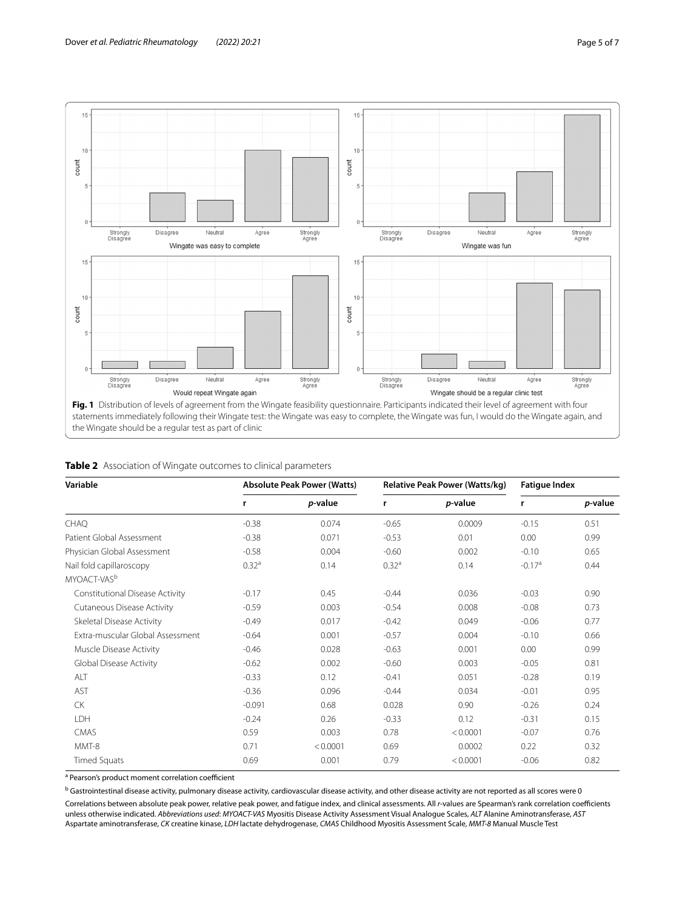**Fig. 1** Distribution of levels of agreement from the Wingate feasibility questionnaire. Participants indicated their level of agreement with four statements immediately following their Wingate test: the Wingate was easy to complete, the Wingate was fun, I would do the Wingate again, and the Wingate should be a regular test as part of clinic

**Table 2** Association of Wingate outcomes to clinical parameters

| Variable | Absolute Peak Power (Watts) | | Relative Peak Power (Watts/kg) | | Fatigue Index | |
|---|---|---|---|---|---|---|
| | r | *p*-value | r | *p*-value | r | *p*-value |
| CHAQ | -0.38 | 0.074 | -0.65 | 0.0009 | -0.15 | 0.51 |
| Patient Global Assessment | -0.38 | 0.071 | -0.53 | 0.01 | 0.00 | 0.99 |
| Physician Global Assessment | -0.58 | 0.004 | -0.60 | 0.002 | -0.10 | 0.65 |
| Nail fold capillaroscopy | 0.32[a] | 0.14 | 0.32[a] | 0.14 | -0.17[a] | 0.44 |
| MYOACT-VAS[b] | | | | | | |
| Constitutional Disease Activity | -0.17 | 0.45 | -0.44 | 0.036 | -0.03 | 0.90 |
| Cutaneous Disease Activity | -0.59 | 0.003 | -0.54 | 0.008 | -0.08 | 0.73 |
| Skeletal Disease Activity | -0.49 | 0.017 | -0.42 | 0.049 | -0.06 | 0.77 |
| Extra-muscular Global Assessment | -0.64 | 0.001 | -0.57 | 0.004 | -0.10 | 0.66 |
| Muscle Disease Activity | -0.46 | 0.028 | -0.63 | 0.001 | 0.00 | 0.99 |
| Global Disease Activity | -0.62 | 0.002 | -0.60 | 0.003 | -0.05 | 0.81 |
| ALT | -0.33 | 0.12 | -0.41 | 0.051 | -0.28 | 0.19 |
| AST | -0.36 | 0.096 | -0.44 | 0.034 | -0.01 | 0.95 |
| CK | -0.091 | 0.68 | 0.028 | 0.90 | -0.26 | 0.24 |
| LDH | -0.24 | 0.26 | -0.33 | 0.12 | -0.31 | 0.15 |
| CMAS | 0.59 | 0.003 | 0.78 | < 0.0001 | -0.07 | 0.76 |
| MMT-8 | 0.71 | < 0.0001 | 0.69 | 0.0002 | 0.22 | 0.32 |
| Timed Squats | 0.69 | 0.001 | 0.79 | < 0.0001 | -0.06 | 0.82 |

[a] Pearson's product moment correlation coefficient

[b] Gastrointestinal disease activity, pulmonary disease activity, cardiovascular disease activity, and other disease activity are not reported as all scores were 0

Correlations between absolute peak power, relative peak power, and fatigue index, and clinical assessments. All *r*-values are Spearman's rank correlation coefficients unless otherwise indicated. *Abbreviations used*: *MYOACT-VAS* Myositis Disease Activity Assessment Visual Analogue Scales, *ALT* Alanine Aminotransferase, *AST* Aspartate aminotransferase, *CK* creatine kinase, *LDH* lactate dehydrogenase, *CMAS* Childhood Myositis Assessment Scale, *MMT-8* Manual Muscle Test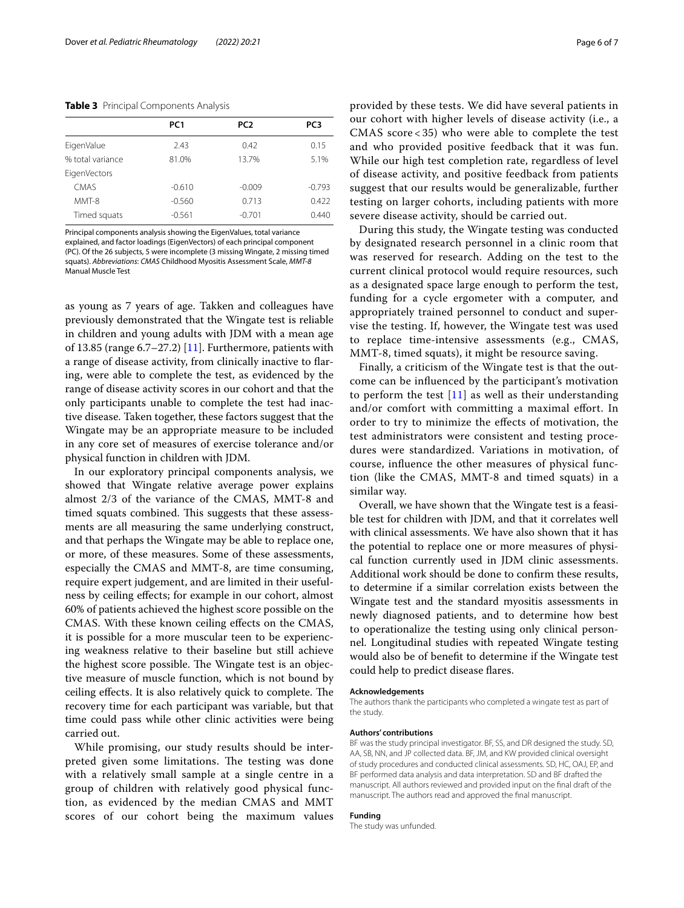**Table 3** Principal Components Analysis

| | PC1 | PC2 | PC3 |
|---|---|---|---|
| EigenValue | 2.43 | 0.42 | 0.15 |
| % total variance | 81.0% | 13.7% | 5.1% |
| EigenVectors | | | |
| CMAS | -0.610 | -0.009 | -0.793 |
| MMT-8 | -0.560 | 0.713 | 0.422 |
| Timed squats | -0.561 | -0.701 | 0.440 |

Principal components analysis showing the EigenValues, total variance explained, and factor loadings (EigenVectors) of each principal component (PC). Of the 26 subjects, 5 were incomplete (3 missing Wingate, 2 missing timed squats). *Abbreviations*: *CMAS* Childhood Myositis Assessment Scale, *MMT-8* Manual Muscle Test

as young as 7 years of age. Takken and colleagues have previously demonstrated that the Wingate test is reliable in children and young adults with JDM with a mean age of 13.85 (range 6.7–27.2) [11]. Furthermore, patients with a range of disease activity, from clinically inactive to flaring, were able to complete the test, as evidenced by the range of disease activity scores in our cohort and that the only participants unable to complete the test had inactive disease. Taken together, these factors suggest that the Wingate may be an appropriate measure to be included in any core set of measures of exercise tolerance and/or physical function in children with JDM.

In our exploratory principal components analysis, we showed that Wingate relative average power explains almost 2/3 of the variance of the CMAS, MMT-8 and timed squats combined. This suggests that these assessments are all measuring the same underlying construct, and that perhaps the Wingate may be able to replace one, or more, of these measures. Some of these assessments, especially the CMAS and MMT-8, are time consuming, require expert judgement, and are limited in their usefulness by ceiling effects; for example in our cohort, almost 60% of patients achieved the highest score possible on the CMAS. With these known ceiling effects on the CMAS, it is possible for a more muscular teen to be experiencing weakness relative to their baseline but still achieve the highest score possible. The Wingate test is an objective measure of muscle function, which is not bound by ceiling effects. It is also relatively quick to complete. The recovery time for each participant was variable, but that time could pass while other clinic activities were being carried out.

While promising, our study results should be interpreted given some limitations. The testing was done with a relatively small sample at a single centre in a group of children with relatively good physical function, as evidenced by the median CMAS and MMT scores of our cohort being the maximum values provided by these tests. We did have several patients in our cohort with higher levels of disease activity (i.e., a CMAS score < 35) who were able to complete the test and who provided positive feedback that it was fun. While our high test completion rate, regardless of level of disease activity, and positive feedback from patients suggest that our results would be generalizable, further testing on larger cohorts, including patients with more severe disease activity, should be carried out.

During this study, the Wingate testing was conducted by designated research personnel in a clinic room that was reserved for research. Adding on the test to the current clinical protocol would require resources, such as a designated space large enough to perform the test, funding for a cycle ergometer with a computer, and appropriately trained personnel to conduct and supervise the testing. If, however, the Wingate test was used to replace time-intensive assessments (e.g., CMAS, MMT-8, timed squats), it might be resource saving.

Finally, a criticism of the Wingate test is that the outcome can be influenced by the participant's motivation to perform the test [11] as well as their understanding and/or comfort with committing a maximal effort. In order to try to minimize the effects of motivation, the test administrators were consistent and testing procedures were standardized. Variations in motivation, of course, influence the other measures of physical function (like the CMAS, MMT-8 and timed squats) in a similar way.

Overall, we have shown that the Wingate test is a feasible test for children with JDM, and that it correlates well with clinical assessments. We have also shown that it has the potential to replace one or more measures of physical function currently used in JDM clinic assessments. Additional work should be done to confirm these results, to determine if a similar correlation exists between the Wingate test and the standard myositis assessments in newly diagnosed patients, and to determine how best to operationalize the testing using only clinical personnel. Longitudinal studies with repeated Wingate testing would also be of benefit to determine if the Wingate test could help to predict disease flares.

#### Acknowledgements

The authors thank the participants who completed a wingate test as part of the study.

#### Authors' contributions

BF was the study principal investigator. BF, SS, and DR designed the study. SD, AA, SB, NN, and JP collected data. BF, JM, and KW provided clinical oversight of study procedures and conducted clinical assessments. SD, HC, OAJ, EP, and BF performed data analysis and data interpretation. SD and BF drafted the manuscript. All authors reviewed and provided input on the final draft of the manuscript. The authors read and approved the final manuscript.

#### Funding

The study was unfunded.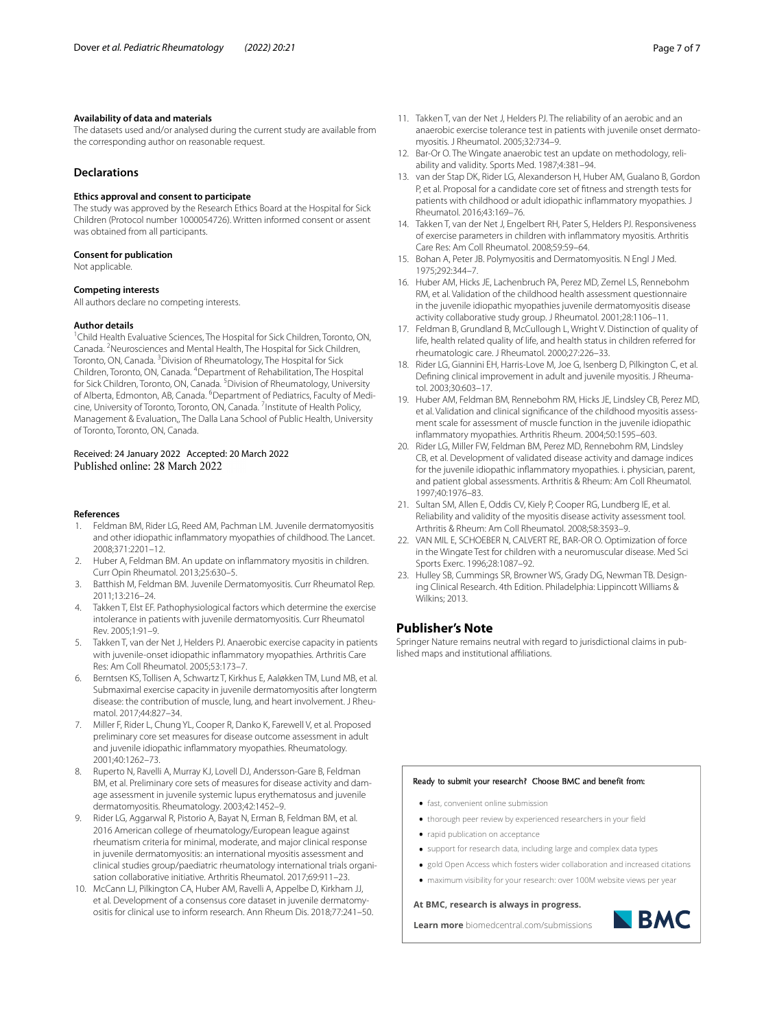### Availability of data and materials

The datasets used and/or analysed during the current study are available from the corresponding author on reasonable request.

## Declarations

### Ethics approval and consent to participate

The study was approved by the Research Ethics Board at the Hospital for Sick Children (Protocol number 1000054726). Written informed consent or assent was obtained from all participants.

### Consent for publication

Not applicable.

### Competing interests

All authors declare no competing interests.

### Author details

[1]Child Health Evaluative Sciences, The Hospital for Sick Children, Toronto, ON, Canada. [2]Neurosciences and Mental Health, The Hospital for Sick Children, Toronto, ON, Canada. [3]Division of Rheumatology, The Hospital for Sick Children, Toronto, ON, Canada. [4]Department of Rehabilitation, The Hospital for Sick Children, Toronto, ON, Canada. [5]Division of Rheumatology, University of Alberta, Edmonton, AB, Canada. [6]Department of Pediatrics, Faculty of Medicine, University of Toronto, Toronto, ON, Canada. [7]Institute of Health Policy, Management & Evaluation,, The Dalla Lana School of Public Health, University of Toronto, Toronto, ON, Canada.

Received: 24 January 2022 Accepted: 20 March 2022
Published online: 28 March 2022

### References

1. Feldman BM, Rider LG, Reed AM, Pachman LM. Juvenile dermatomyositis and other idiopathic inflammatory myopathies of childhood. The Lancet. 2008;371:2201–12.
2. Huber A, Feldman BM. An update on inflammatory myositis in children. Curr Opin Rheumatol. 2013;25:630–5.
3. Batthish M, Feldman BM. Juvenile Dermatomyositis. Curr Rheumatol Rep. 2011;13:216–24.
4. Takken T, Elst EF. Pathophysiological factors which determine the exercise intolerance in patients with juvenile dermatomyositis. Curr Rheumatol Rev. 2005;1:91–9.
5. Takken T, van der Net J, Helders PJ. Anaerobic exercise capacity in patients with juvenile-onset idiopathic inflammatory myopathies. Arthritis Care Res: Am Coll Rheumatol. 2005;53:173–7.
6. Berntsen KS, Tollisen A, Schwartz T, Kirkhus E, Aaløkken TM, Lund MB, et al. Submaximal exercise capacity in juvenile dermatomyositis after longterm disease: the contribution of muscle, lung, and heart involvement. J Rheumatol. 2017;44:827–34.
7. Miller F, Rider L, Chung YL, Cooper R, Danko K, Farewell V, et al. Proposed preliminary core set measures for disease outcome assessment in adult and juvenile idiopathic inflammatory myopathies. Rheumatology. 2001;40:1262–73.
8. Ruperto N, Ravelli A, Murray KJ, Lovell DJ, Andersson-Gare B, Feldman BM, et al. Preliminary core sets of measures for disease activity and damage assessment in juvenile systemic lupus erythematosus and juvenile dermatomyositis. Rheumatology. 2003;42:1452–9.
9. Rider LG, Aggarwal R, Pistorio A, Bayat N, Erman B, Feldman BM, et al. 2016 American college of rheumatology/European league against rheumatism criteria for minimal, moderate, and major clinical response in juvenile dermatomyositis: an international myositis assessment and clinical studies group/paediatric rheumatology international trials organisation collaborative initiative. Arthritis Rheumatol. 2017;69:911–23.
10. McCann LJ, Pilkington CA, Huber AM, Ravelli A, Appelbe D, Kirkham JJ, et al. Development of a consensus core dataset in juvenile dermatomyositis for clinical use to inform research. Ann Rheum Dis. 2018;77:241–50.
11. Takken T, van der Net J, Helders PJ. The reliability of an aerobic and an anaerobic exercise tolerance test in patients with juvenile onset dermatomyositis. J Rheumatol. 2005;32:734–9.
12. Bar-Or O. The Wingate anaerobic test an update on methodology, reliability and validity. Sports Med. 1987;4:381–94.
13. van der Stap DK, Rider LG, Alexanderson H, Huber AM, Gualano B, Gordon P, et al. Proposal for a candidate core set of fitness and strength tests for patients with childhood or adult idiopathic inflammatory myopathies. J Rheumatol. 2016;43:169–76.
14. Takken T, van der Net J, Engelbert RH, Pater S, Helders PJ. Responsiveness of exercise parameters in children with inflammatory myositis. Arthritis Care Res: Am Coll Rheumatol. 2008;59:59–64.
15. Bohan A, Peter JB. Polymyositis and Dermatomyositis. N Engl J Med. 1975;292:344–7.
16. Huber AM, Hicks JE, Lachenbruch PA, Perez MD, Zemel LS, Rennebohm RM, et al. Validation of the childhood health assessment questionnaire in the juvenile idiopathic myopathies juvenile dermatomyositis disease activity collaborative study group. J Rheumatol. 2001;28:1106–11.
17. Feldman B, Grundland B, McCullough L, Wright V. Distinction of quality of life, health related quality of life, and health status in children referred for rheumatologic care. J Rheumatol. 2000;27:226–33.
18. Rider LG, Giannini EH, Harris-Love M, Joe G, Isenberg D, Pilkington C, et al. Defining clinical improvement in adult and juvenile myositis. J Rheumatol. 2003;30:603–17.
19. Huber AM, Feldman BM, Rennebohm RM, Hicks JE, Lindsley CB, Perez MD, et al. Validation and clinical significance of the childhood myositis assessment scale for assessment of muscle function in the juvenile idiopathic inflammatory myopathies. Arthritis Rheum. 2004;50:1595–603.
20. Rider LG, Miller FW, Feldman BM, Perez MD, Rennebohm RM, Lindsley CB, et al. Development of validated disease activity and damage indices for the juvenile idiopathic inflammatory myopathies. i. physician, parent, and patient global assessments. Arthritis & Rheum: Am Coll Rheumatol. 1997;40:1976–83.
21. Sultan SM, Allen E, Oddis CV, Kiely P, Cooper RG, Lundberg IE, et al. Reliability and validity of the myositis disease activity assessment tool. Arthritis & Rheum: Am Coll Rheumatol. 2008;58:3593–9.
22. VAN MIL E, SCHOEBER N, CALVERT RE, BAR-OR O. Optimization of force in the Wingate Test for children with a neuromuscular disease. Med Sci Sports Exerc. 1996;28:1087–92.
23. Hulley SB, Cummings SR, Browner WS, Grady DG, Newman TB. Designing Clinical Research. 4th Edition. Philadelphia: Lippincott Williams & Wilkins; 2013.

## Publisher's Note

Springer Nature remains neutral with regard to jurisdictional claims in published maps and institutional affiliations.

Ready to submit your research? Choose BMC and benefit from:

- fast, convenient online submission
- thorough peer review by experienced researchers in your field
- rapid publication on acceptance
- support for research data, including large and complex data types
- gold Open Access which fosters wider collaboration and increased citations
- maximum visibility for your research: over 100M website views per year

**At BMC, research is always in progress.**

**Learn more** biomedcentral.com/submissions

BMC